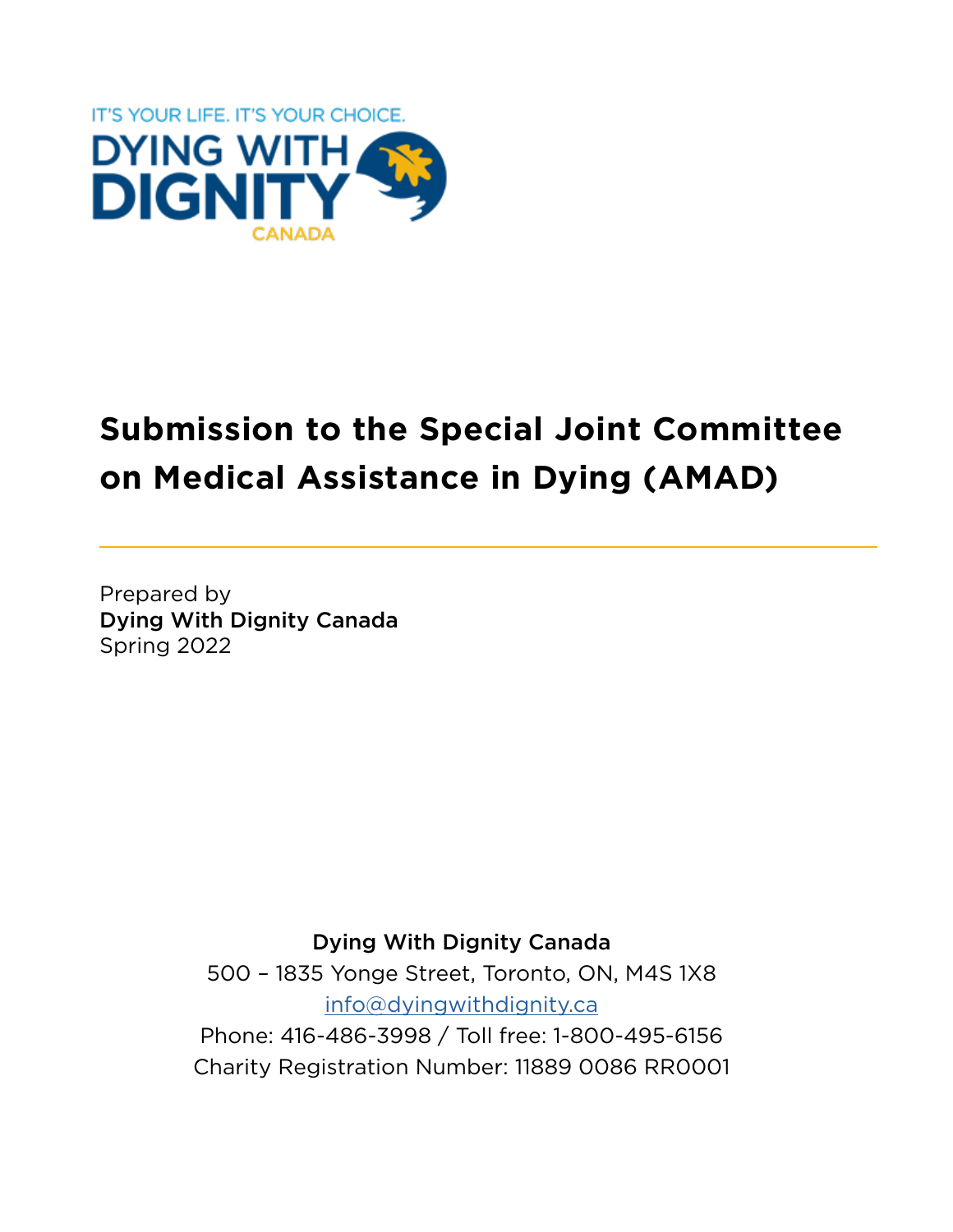IT'S YOUR LIFE. IT'S YOUR CHOICE.

DYING WITH DIGNITY CANADA

# Submission to the Special Joint Committee on Medical Assistance in Dying (AMAD)

Prepared by
**Dying With Dignity Canada**
Spring 2022

**Dying With Dignity Canada**
500 – 1835 Yonge Street, Toronto, ON, M4S 1X8
info@dyingwithdignity.ca
Phone: 416-486-3998 / Toll free: 1-800-495-6156
Charity Registration Number: 11889 0086 RR0001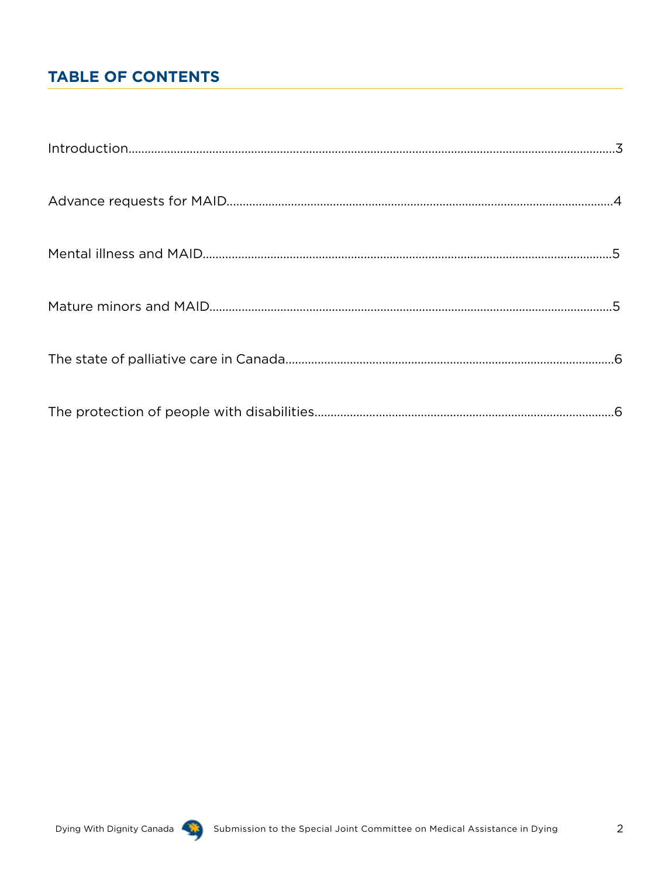## TABLE OF CONTENTS

Introduction....................................................................................................................................................3

Advance requests for MAID.......................................................................................................................4

Mental illness and MAID.............................................................................................................................5

Mature minors and MAID...........................................................................................................................5

The state of palliative care in Canada.....................................................................................................6

The protection of people with disabilities............................................................................................6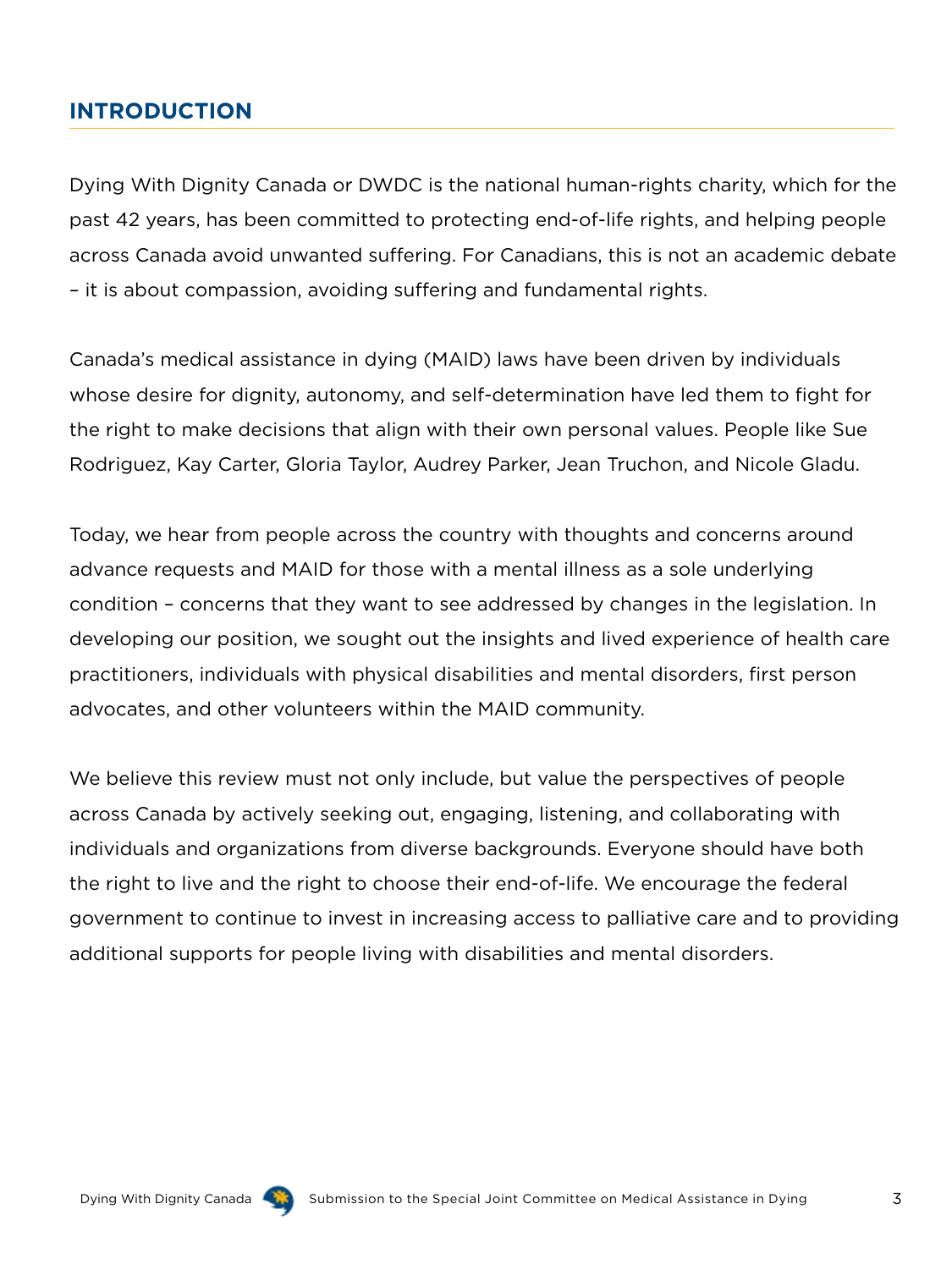## INTRODUCTION

Dying With Dignity Canada or DWDC is the national human-rights charity, which for the past 42 years, has been committed to protecting end-of-life rights, and helping people across Canada avoid unwanted suffering. For Canadians, this is not an academic debate – it is about compassion, avoiding suffering and fundamental rights.

Canada's medical assistance in dying (MAID) laws have been driven by individuals whose desire for dignity, autonomy, and self-determination have led them to fight for the right to make decisions that align with their own personal values. People like Sue Rodriguez, Kay Carter, Gloria Taylor, Audrey Parker, Jean Truchon, and Nicole Gladu.

Today, we hear from people across the country with thoughts and concerns around advance requests and MAID for those with a mental illness as a sole underlying condition – concerns that they want to see addressed by changes in the legislation. In developing our position, we sought out the insights and lived experience of health care practitioners, individuals with physical disabilities and mental disorders, first person advocates, and other volunteers within the MAID community.

We believe this review must not only include, but value the perspectives of people across Canada by actively seeking out, engaging, listening, and collaborating with individuals and organizations from diverse backgrounds. Everyone should have both the right to live and the right to choose their end-of-life. We encourage the federal government to continue to invest in increasing access to palliative care and to providing additional supports for people living with disabilities and mental disorders.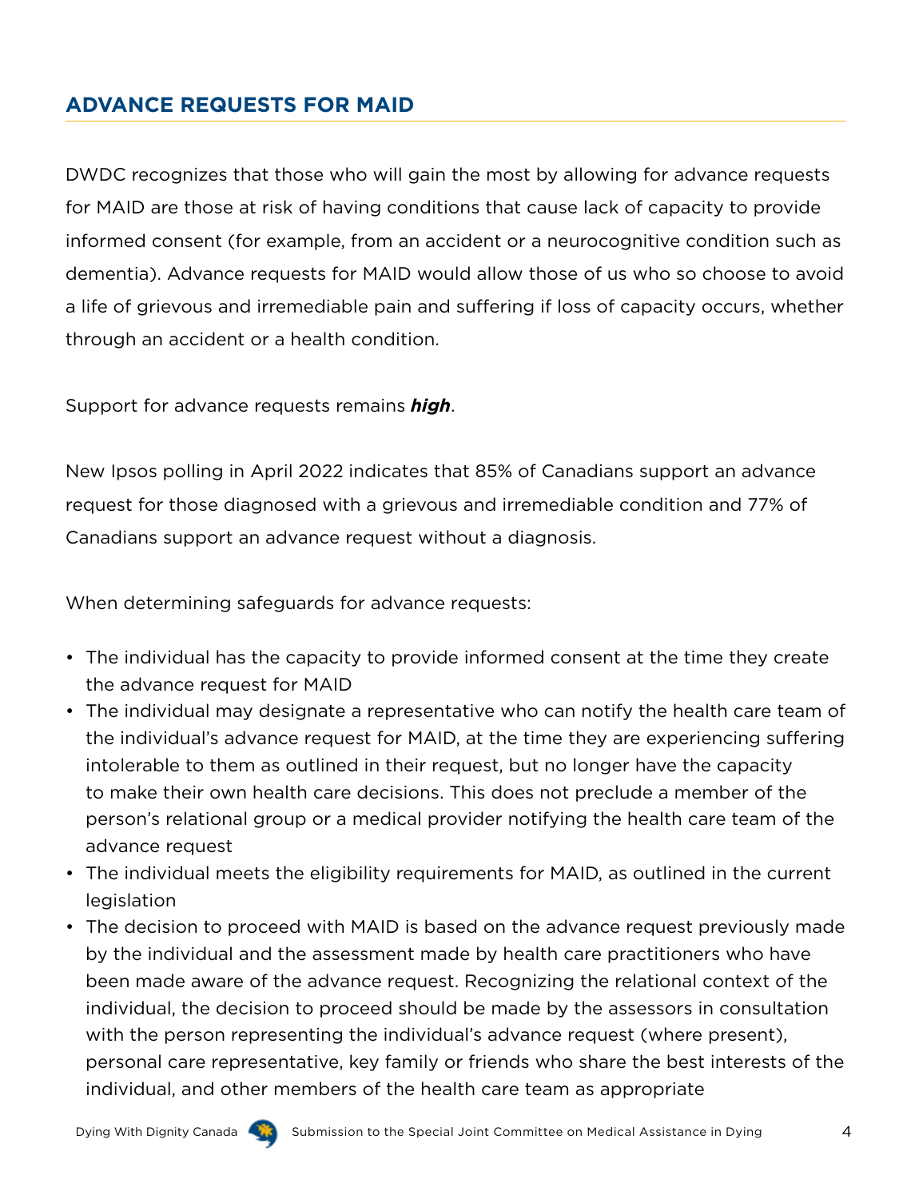## ADVANCE REQUESTS FOR MAID

DWDC recognizes that those who will gain the most by allowing for advance requests for MAID are those at risk of having conditions that cause lack of capacity to provide informed consent (for example, from an accident or a neurocognitive condition such as dementia). Advance requests for MAID would allow those of us who so choose to avoid a life of grievous and irremediable pain and suffering if loss of capacity occurs, whether through an accident or a health condition.

Support for advance requests remains ***high***.

New Ipsos polling in April 2022 indicates that 85% of Canadians support an advance request for those diagnosed with a grievous and irremediable condition and 77% of Canadians support an advance request without a diagnosis.

When determining safeguards for advance requests:

- The individual has the capacity to provide informed consent at the time they create the advance request for MAID
- The individual may designate a representative who can notify the health care team of the individual's advance request for MAID, at the time they are experiencing suffering intolerable to them as outlined in their request, but no longer have the capacity to make their own health care decisions. This does not preclude a member of the person's relational group or a medical provider notifying the health care team of the advance request
- The individual meets the eligibility requirements for MAID, as outlined in the current legislation
- The decision to proceed with MAID is based on the advance request previously made by the individual and the assessment made by health care practitioners who have been made aware of the advance request. Recognizing the relational context of the individual, the decision to proceed should be made by the assessors in consultation with the person representing the individual's advance request (where present), personal care representative, key family or friends who share the best interests of the individual, and other members of the health care team as appropriate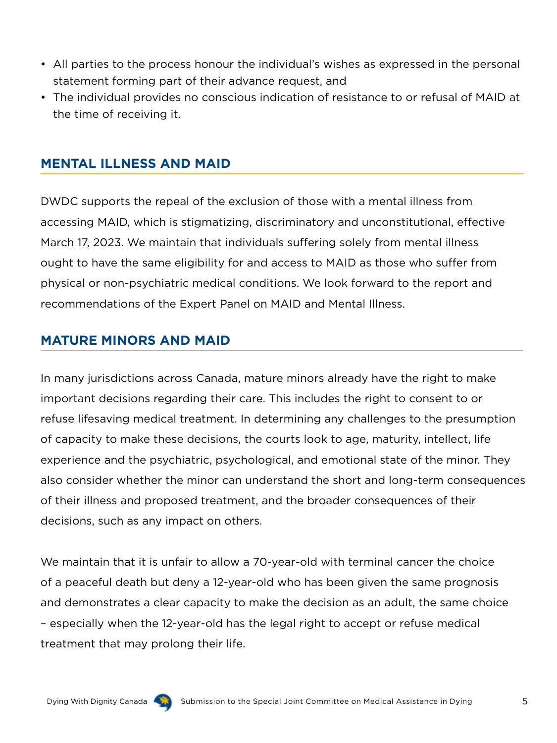- All parties to the process honour the individual's wishes as expressed in the personal statement forming part of their advance request, and
- The individual provides no conscious indication of resistance to or refusal of MAID at the time of receiving it.

## MENTAL ILLNESS AND MAID

DWDC supports the repeal of the exclusion of those with a mental illness from accessing MAID, which is stigmatizing, discriminatory and unconstitutional, effective March 17, 2023. We maintain that individuals suffering solely from mental illness ought to have the same eligibility for and access to MAID as those who suffer from physical or non-psychiatric medical conditions. We look forward to the report and recommendations of the Expert Panel on MAID and Mental Illness.

## MATURE MINORS AND MAID

In many jurisdictions across Canada, mature minors already have the right to make important decisions regarding their care. This includes the right to consent to or refuse lifesaving medical treatment. In determining any challenges to the presumption of capacity to make these decisions, the courts look to age, maturity, intellect, life experience and the psychiatric, psychological, and emotional state of the minor. They also consider whether the minor can understand the short and long-term consequences of their illness and proposed treatment, and the broader consequences of their decisions, such as any impact on others.

We maintain that it is unfair to allow a 70-year-old with terminal cancer the choice of a peaceful death but deny a 12-year-old who has been given the same prognosis and demonstrates a clear capacity to make the decision as an adult, the same choice – especially when the 12-year-old has the legal right to accept or refuse medical treatment that may prolong their life.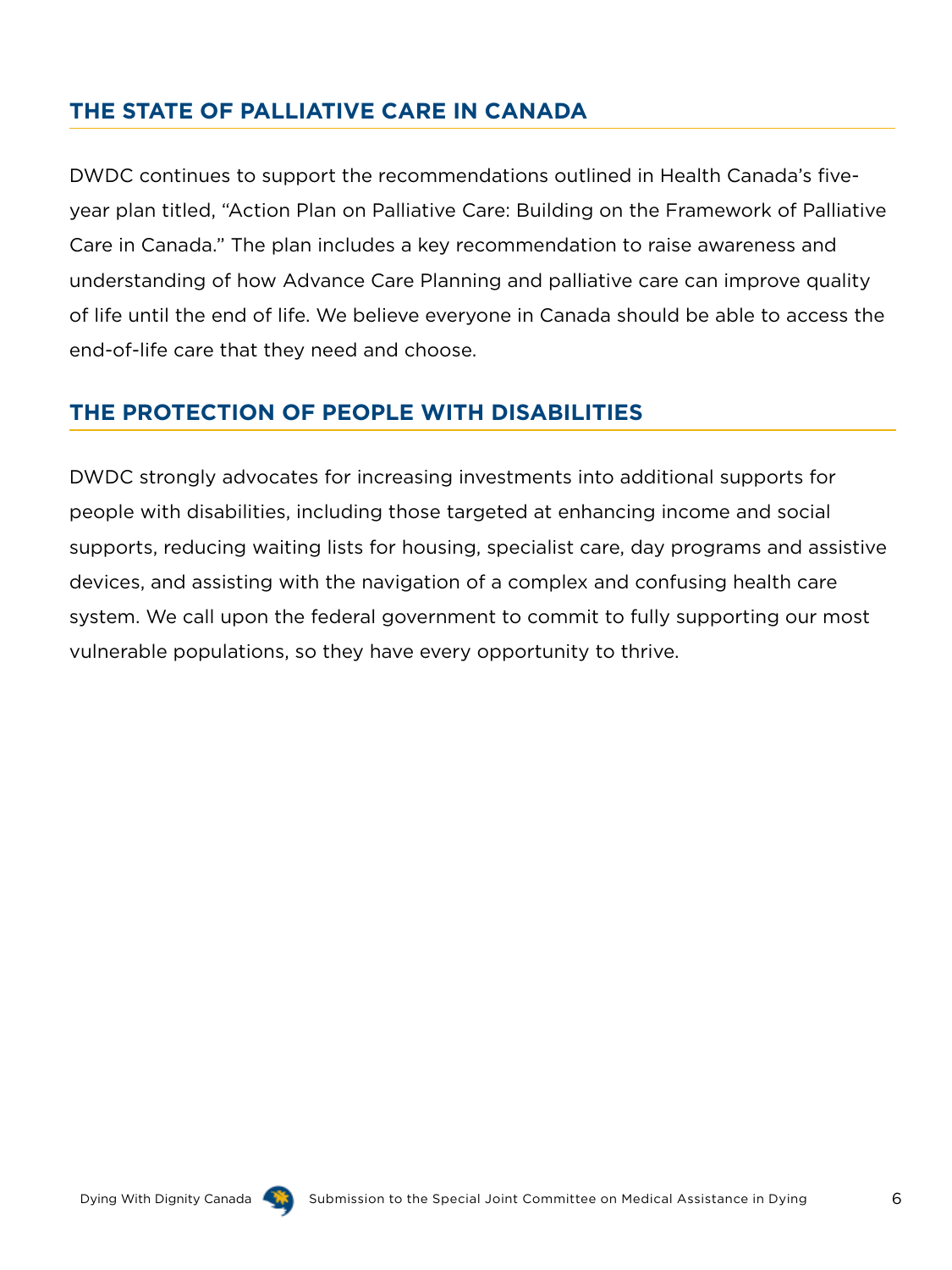## THE STATE OF PALLIATIVE CARE IN CANADA

DWDC continues to support the recommendations outlined in Health Canada's five-year plan titled, "Action Plan on Palliative Care: Building on the Framework of Palliative Care in Canada." The plan includes a key recommendation to raise awareness and understanding of how Advance Care Planning and palliative care can improve quality of life until the end of life. We believe everyone in Canada should be able to access the end-of-life care that they need and choose.

## THE PROTECTION OF PEOPLE WITH DISABILITIES

DWDC strongly advocates for increasing investments into additional supports for people with disabilities, including those targeted at enhancing income and social supports, reducing waiting lists for housing, specialist care, day programs and assistive devices, and assisting with the navigation of a complex and confusing health care system. We call upon the federal government to commit to fully supporting our most vulnerable populations, so they have every opportunity to thrive.